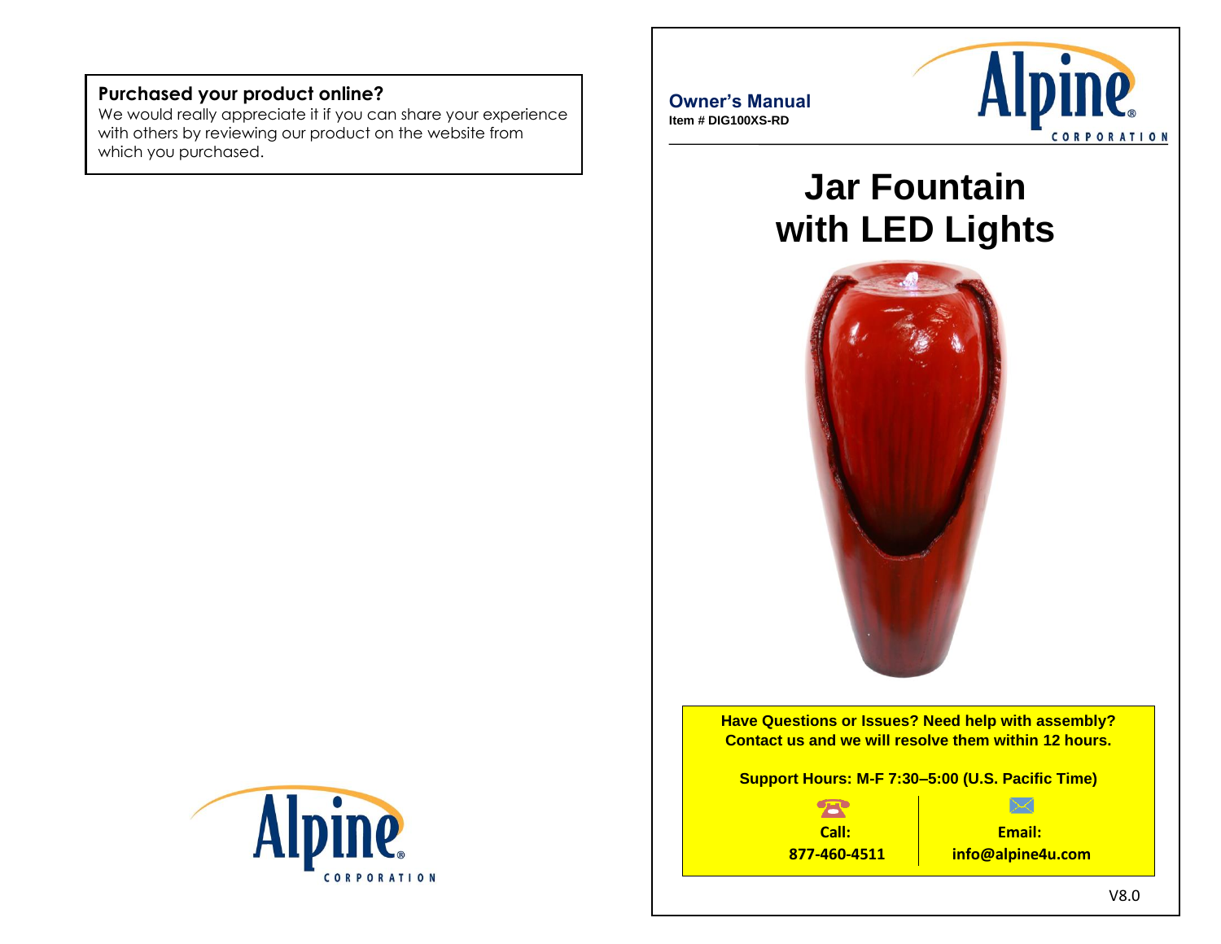**Purchased your product online?**
We would really appreciate it if you can share your experience with others by reviewing our product on the website from which you purchased.

Alpine CORPORATION

**Owner's Manual**
**Item # DIG100XS-RD**

Alpine CORPORATION

# Jar Fountain with LED Lights

**Have Questions or Issues? Need help with assembly? Contact us and we will resolve them within 12 hours.**

**Support Hours: M-F 7:30–5:00 (U.S. Pacific Time)**

| **Call:** | **Email:** |
| --- | --- |
| **877-460-4511** | **info@alpine4u.com** |

V8.0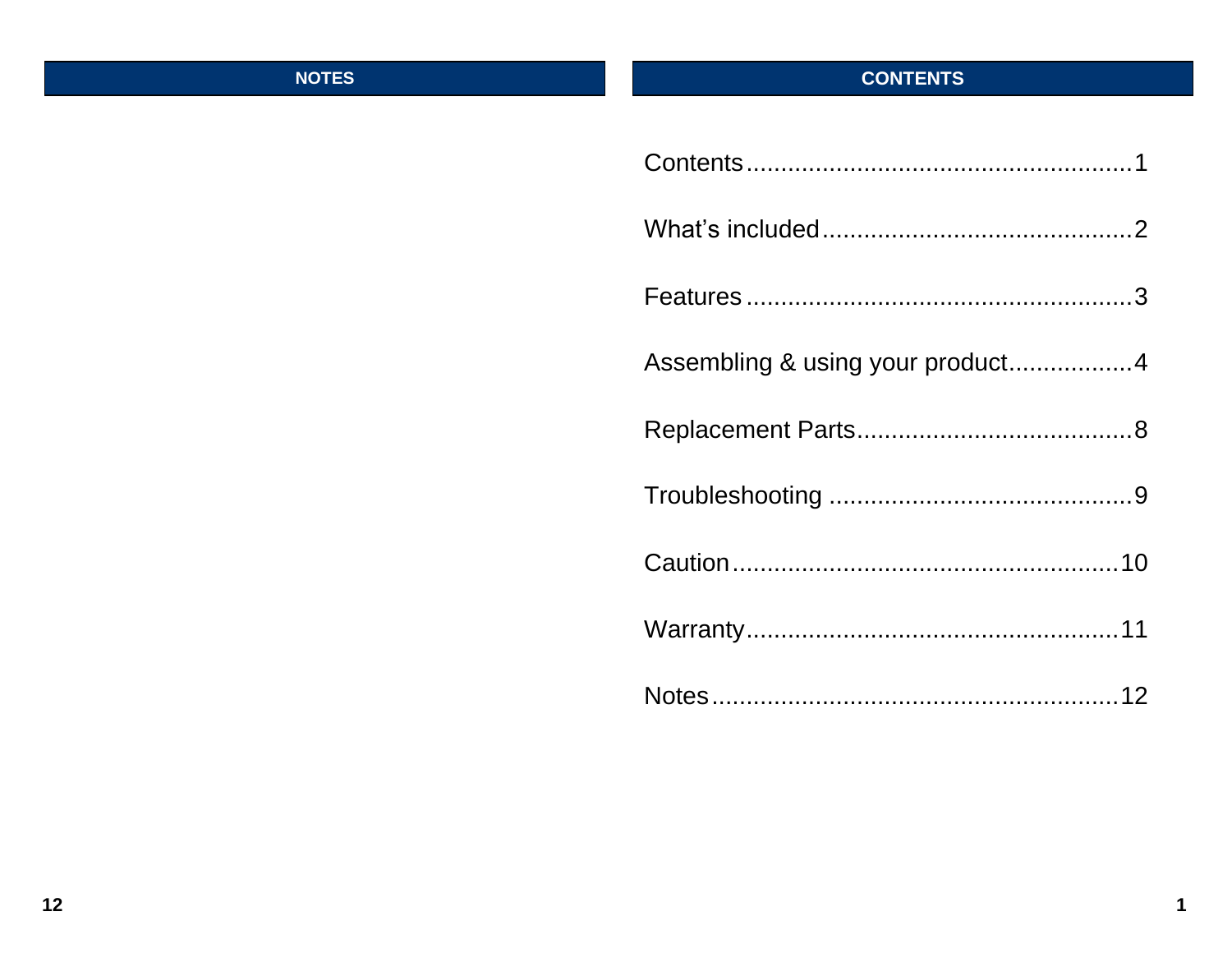## NOTES

## CONTENTS

Contents.......................................................1

What's included.............................................2

Features........................................................3

Assembling & using your product..................4

Replacement Parts........................................8

Troubleshooting ............................................9

Caution........................................................10

Warranty......................................................11

Notes...........................................................12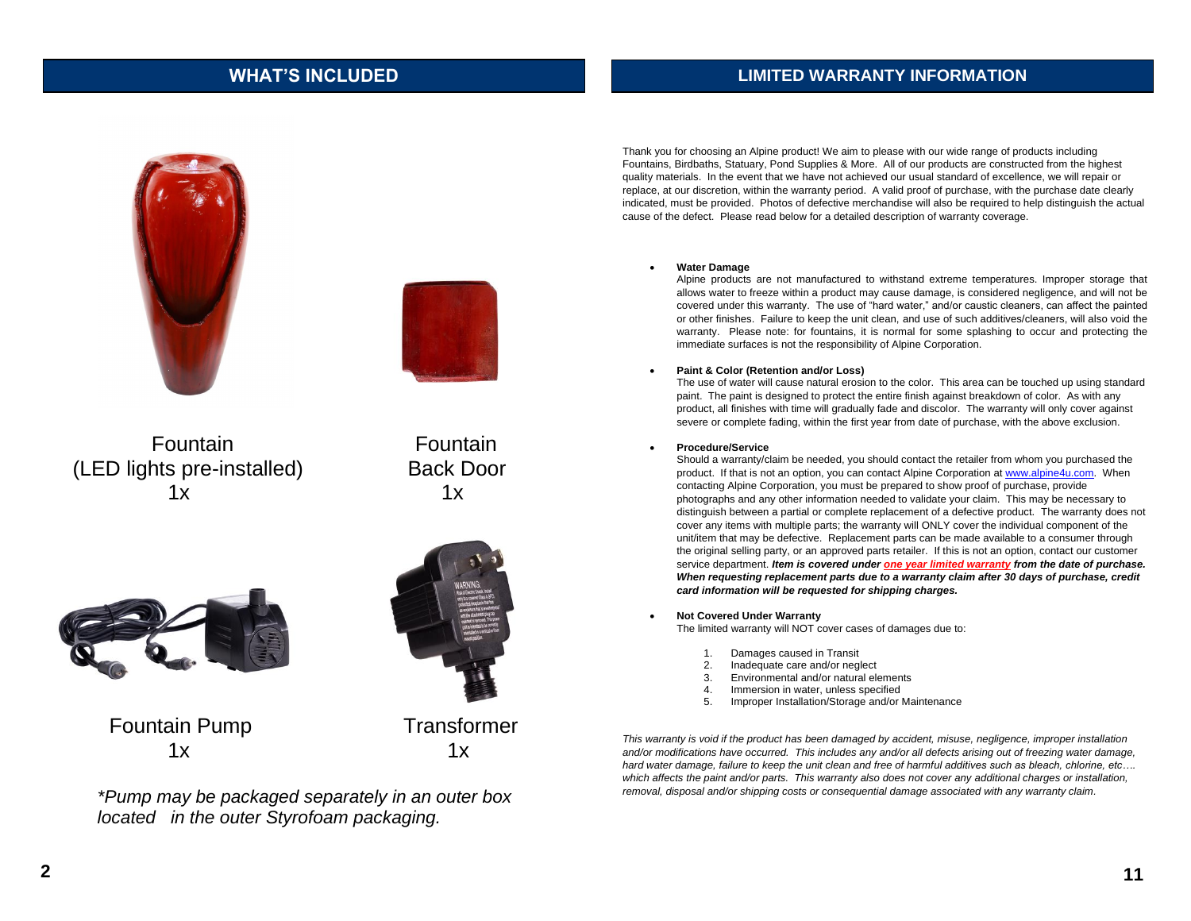## WHAT'S INCLUDED

Fountain
(LED lights pre-installed)
1x

Fountain
Back Door
1x

Fountain Pump
1x

Transformer
1x

*\*Pump may be packaged separately in an outer box located in the outer Styrofoam packaging.*

## LIMITED WARRANTY INFORMATION

Thank you for choosing an Alpine product! We aim to please with our wide range of products including Fountains, Birdbaths, Statuary, Pond Supplies & More. All of our products are constructed from the highest quality materials. In the event that we have not achieved our usual standard of excellence, we will repair or replace, at our discretion, within the warranty period. A valid proof of purchase, with the purchase date clearly indicated, must be provided. Photos of defective merchandise will also be required to help distinguish the actual cause of the defect. Please read below for a detailed description of warranty coverage.

- **Water Damage**
  Alpine products are not manufactured to withstand extreme temperatures. Improper storage that allows water to freeze within a product may cause damage, is considered negligence, and will not be covered under this warranty. The use of "hard water," and/or caustic cleaners, can affect the painted or other finishes. Failure to keep the unit clean, and use of such additives/cleaners, will also void the warranty. Please note: for fountains, it is normal for some splashing to occur and protecting the immediate surfaces is not the responsibility of Alpine Corporation.

- **Paint & Color (Retention and/or Loss)**
  The use of water will cause natural erosion to the color. This area can be touched up using standard paint. The paint is designed to protect the entire finish against breakdown of color. As with any product, all finishes with time will gradually fade and discolor. The warranty will only cover against severe or complete fading, within the first year from date of purchase, with the above exclusion.

- **Procedure/Service**
  Should a warranty/claim be needed, you should contact the retailer from whom you purchased the product. If that is not an option, you can contact Alpine Corporation at www.alpine4u.com. When contacting Alpine Corporation, you must be prepared to show proof of purchase, provide photographs and any other information needed to validate your claim. This may be necessary to distinguish between a partial or complete replacement of a defective product. The warranty does not cover any items with multiple parts; the warranty will ONLY cover the individual component of the unit/item that may be defective. Replacement parts can be made available to a consumer through the original selling party, or an approved parts retailer. If this is not an option, contact our customer service department. ***Item is covered under one year limited warranty from the date of purchase. When requesting replacement parts due to a warranty claim after 30 days of purchase, credit card information will be requested for shipping charges.***

- **Not Covered Under Warranty**
  The limited warranty will NOT cover cases of damages due to:

  1. Damages caused in Transit
  2. Inadequate care and/or neglect
  3. Environmental and/or natural elements
  4. Immersion in water, unless specified
  5. Improper Installation/Storage and/or Maintenance

*This warranty is void if the product has been damaged by accident, misuse, negligence, improper installation and/or modifications have occurred. This includes any and/or all defects arising out of freezing water damage, hard water damage, failure to keep the unit clean and free of harmful additives such as bleach, chlorine, etc…. which affects the paint and/or parts. This warranty also does not cover any additional charges or installation, removal, disposal and/or shipping costs or consequential damage associated with any warranty claim.*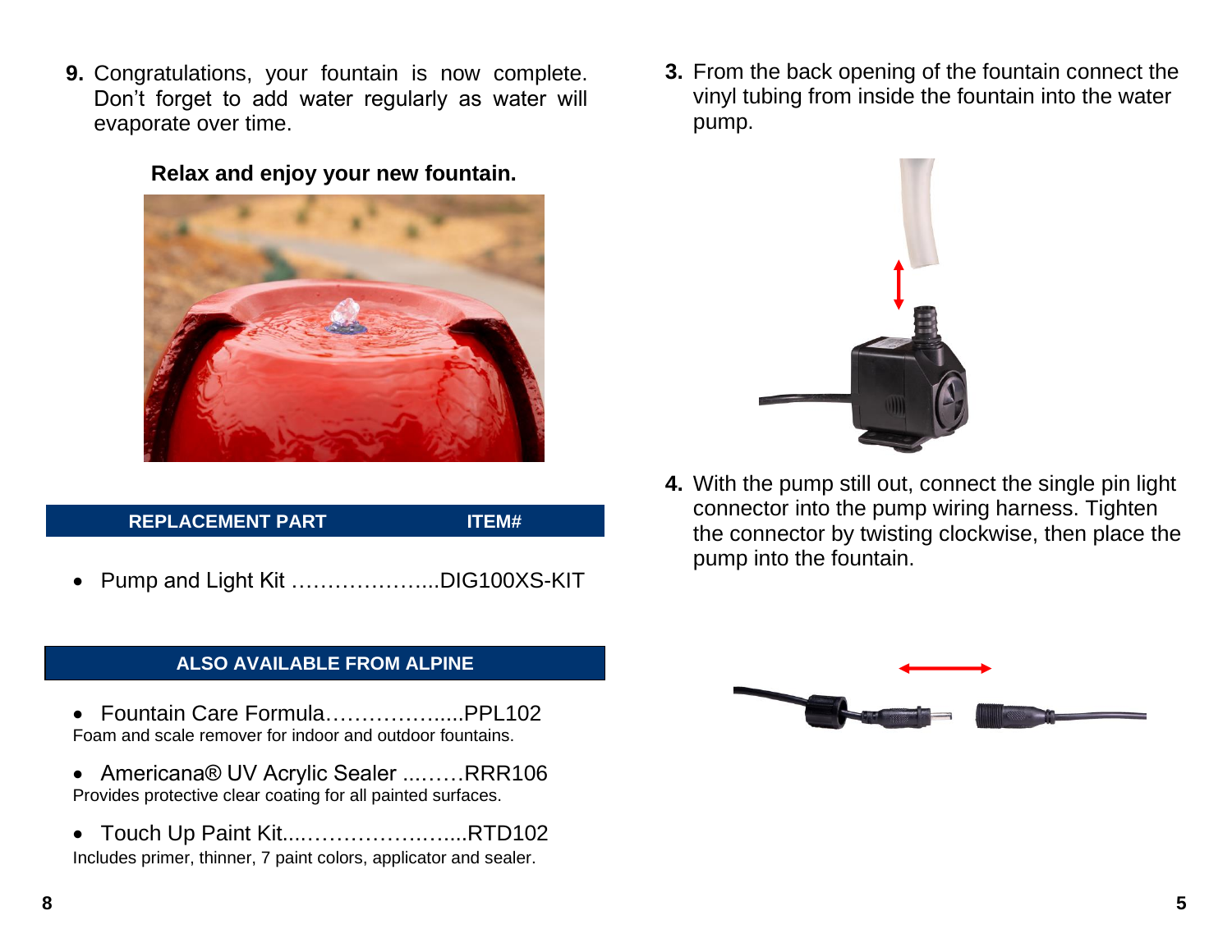**9.** Congratulations, your fountain is now complete. Don't forget to add water regularly as water will evaporate over time.

**Relax and enjoy your new fountain.**

| REPLACEMENT PART | ITEM# |
|---|---|

- Pump and Light Kit ………………....DIG100XS-KIT

**ALSO AVAILABLE FROM ALPINE**

- Fountain Care Formula………………....PPL102

Foam and scale remover for indoor and outdoor fountains.

- Americana® UV Acrylic Sealer ...……RRR106

Provides protective clear coating for all painted surfaces.

- Touch Up Paint Kit....…………….…....RTD102

Includes primer, thinner, 7 paint colors, applicator and sealer.

**3.** From the back opening of the fountain connect the vinyl tubing from inside the fountain into the water pump.

**4.** With the pump still out, connect the single pin light connector into the pump wiring harness. Tighten the connector by twisting clockwise, then place the pump into the fountain.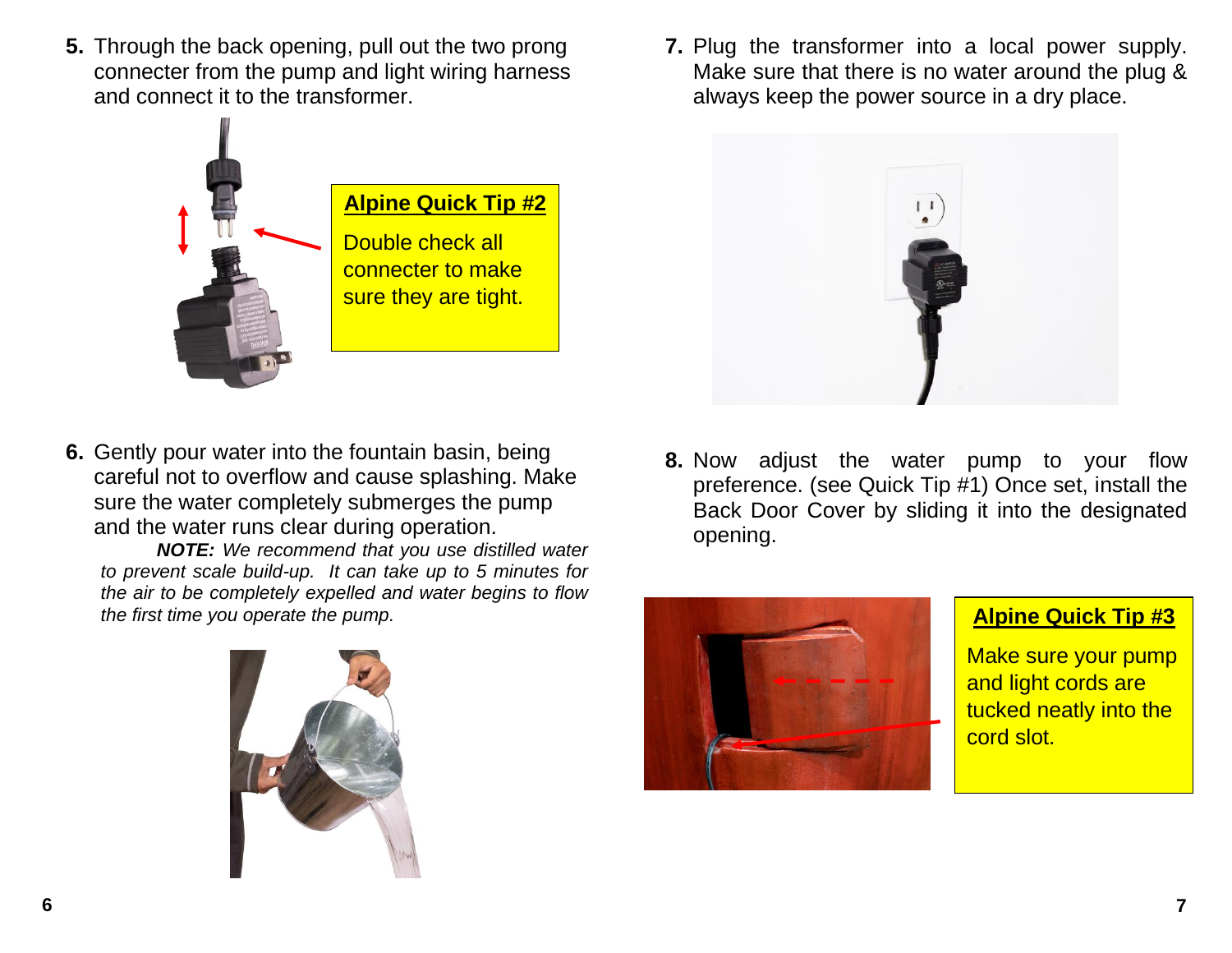5. Through the back opening, pull out the two prong connecter from the pump and light wiring harness and connect it to the transformer.

**Alpine Quick Tip #2**

Double check all connecter to make sure they are tight.

6. Gently pour water into the fountain basin, being careful not to overflow and cause splashing. Make sure the water completely submerges the pump and the water runs clear during operation.

***NOTE:*** *We recommend that you use distilled water to prevent scale build-up. It can take up to 5 minutes for the air to be completely expelled and water begins to flow the first time you operate the pump.*

7. Plug the transformer into a local power supply. Make sure that there is no water around the plug & always keep the power source in a dry place.

8. Now adjust the water pump to your flow preference. (see Quick Tip #1) Once set, install the Back Door Cover by sliding it into the designated opening.

**Alpine Quick Tip #3**

Make sure your pump and light cords are tucked neatly into the cord slot.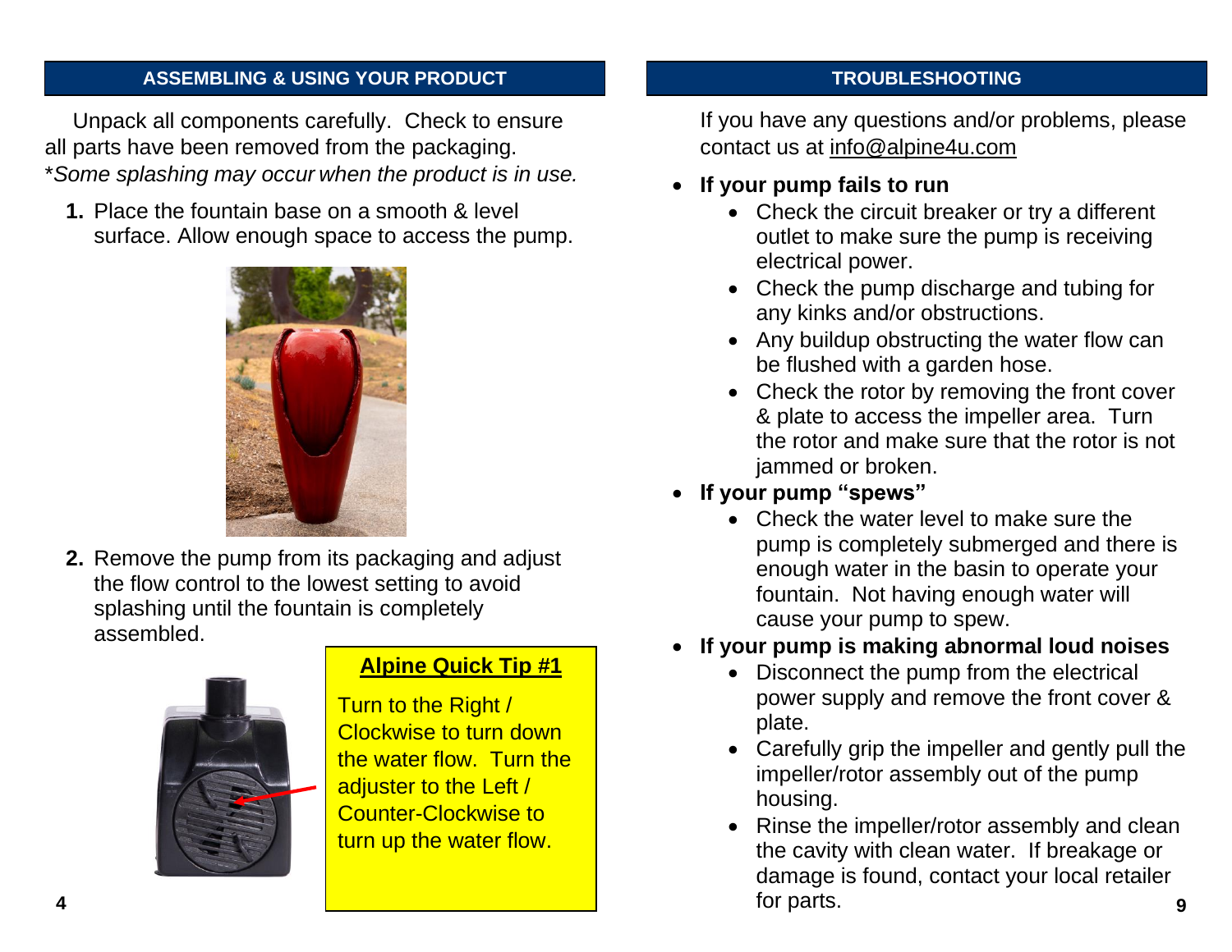## ASSEMBLING & USING YOUR PRODUCT

Unpack all components carefully. Check to ensure all parts have been removed from the packaging.
**Some splashing may occur when the product is in use.*

1. Place the fountain base on a smooth & level surface. Allow enough space to access the pump.

2. Remove the pump from its packaging and adjust the flow control to the lowest setting to avoid splashing until the fountain is completely assembled.

**Alpine Quick Tip #1**

Turn to the Right / Clockwise to turn down the water flow. Turn the adjuster to the Left / Counter-Clockwise to turn up the water flow.

## TROUBLESHOOTING

If you have any questions and/or problems, please contact us at info@alpine4u.com

- **If your pump fails to run**
  - Check the circuit breaker or try a different outlet to make sure the pump is receiving electrical power.
  - Check the pump discharge and tubing for any kinks and/or obstructions.
  - Any buildup obstructing the water flow can be flushed with a garden hose.
  - Check the rotor by removing the front cover & plate to access the impeller area. Turn the rotor and make sure that the rotor is not jammed or broken.
- **If your pump "spews"**
  - Check the water level to make sure the pump is completely submerged and there is enough water in the basin to operate your fountain. Not having enough water will cause your pump to spew.
- **If your pump is making abnormal loud noises**
  - Disconnect the pump from the electrical power supply and remove the front cover & plate.
  - Carefully grip the impeller and gently pull the impeller/rotor assembly out of the pump housing.
  - Rinse the impeller/rotor assembly and clean the cavity with clean water. If breakage or damage is found, contact your local retailer for parts.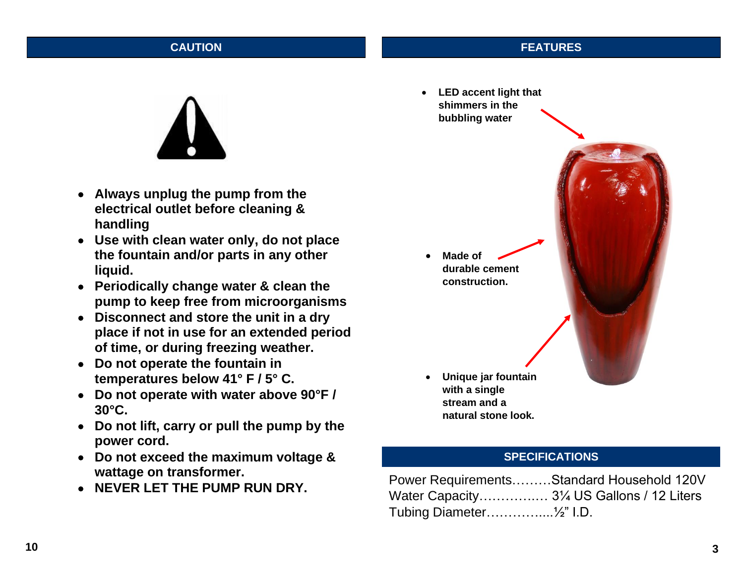## CAUTION

- **Always unplug the pump from the electrical outlet before cleaning & handling**
- **Use with clean water only, do not place the fountain and/or parts in any other liquid.**
- **Periodically change water & clean the pump to keep free from microorganisms**
- **Disconnect and store the unit in a dry place if not in use for an extended period of time, or during freezing weather.**
- **Do not operate the fountain in temperatures below 41° F / 5° C.**
- **Do not operate with water above 90°F / 30°C.**
- **Do not lift, carry or pull the pump by the power cord.**
- **Do not exceed the maximum voltage & wattage on transformer.**
- **NEVER LET THE PUMP RUN DRY.**

## FEATURES

- **LED accent light that shimmers in the bubbling water**
- **Made of durable cement construction.**
- **Unique jar fountain with a single stream and a natural stone look.**

## SPECIFICATIONS

Power Requirements………Standard Household 120V
Water Capacity……………. 3¼ US Gallons / 12 Liters
Tubing Diameter…………....½" I.D.